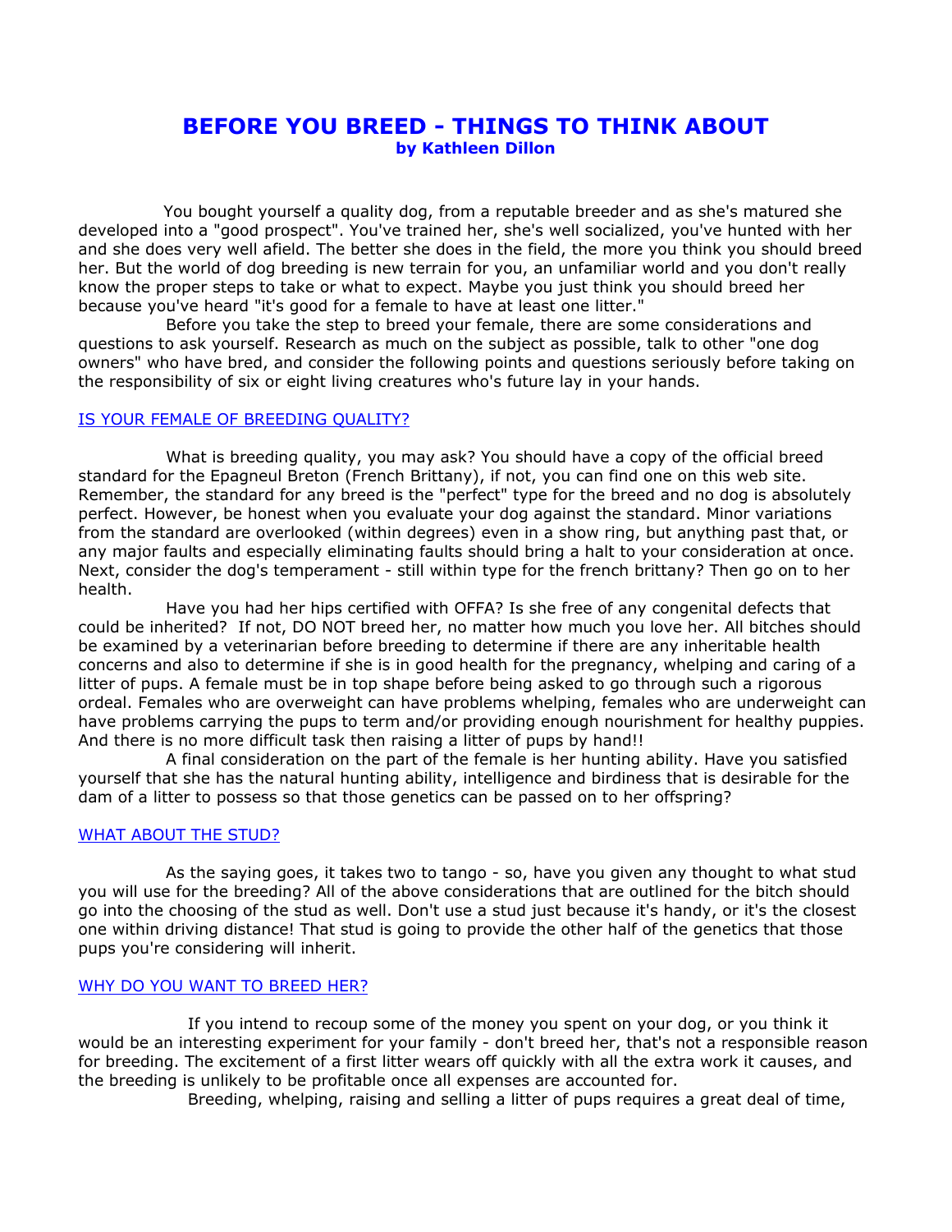# BEFORE YOU BREED - THINGS TO THINK ABOUT

**by Kathleen Dillon**

You bought yourself a quality dog, from a reputable breeder and as she's matured she developed into a "good prospect". You've trained her, she's well socialized, you've hunted with her and she does very well afield. The better she does in the field, the more you think you should breed her. But the world of dog breeding is new terrain for you, an unfamiliar world and you don't really know the proper steps to take or what to expect. Maybe you just think you should breed her because you've heard "it's good for a female to have at least one litter."

Before you take the step to breed your female, there are some considerations and questions to ask yourself. Research as much on the subject as possible, talk to other "one dog owners" who have bred, and consider the following points and questions seriously before taking on the responsibility of six or eight living creatures who's future lay in your hands.

## IS YOUR FEMALE OF BREEDING QUALITY?

What is breeding quality, you may ask? You should have a copy of the official breed standard for the Epagneul Breton (French Brittany), if not, you can find one on this web site. Remember, the standard for any breed is the "perfect" type for the breed and no dog is absolutely perfect. However, be honest when you evaluate your dog against the standard. Minor variations from the standard are overlooked (within degrees) even in a show ring, but anything past that, or any major faults and especially eliminating faults should bring a halt to your consideration at once. Next, consider the dog's temperament - still within type for the french brittany? Then go on to her health.

Have you had her hips certified with OFFA? Is she free of any congenital defects that could be inherited? If not, DO NOT breed her, no matter how much you love her. All bitches should be examined by a veterinarian before breeding to determine if there are any inheritable health concerns and also to determine if she is in good health for the pregnancy, whelping and caring of a litter of pups. A female must be in top shape before being asked to go through such a rigorous ordeal. Females who are overweight can have problems whelping, females who are underweight can have problems carrying the pups to term and/or providing enough nourishment for healthy puppies. And there is no more difficult task then raising a litter of pups by hand!!

A final consideration on the part of the female is her hunting ability. Have you satisfied yourself that she has the natural hunting ability, intelligence and birdiness that is desirable for the dam of a litter to possess so that those genetics can be passed on to her offspring?

## WHAT ABOUT THE STUD?

As the saying goes, it takes two to tango - so, have you given any thought to what stud you will use for the breeding? All of the above considerations that are outlined for the bitch should go into the choosing of the stud as well. Don't use a stud just because it's handy, or it's the closest one within driving distance! That stud is going to provide the other half of the genetics that those pups you're considering will inherit.

## WHY DO YOU WANT TO BREED HER?

If you intend to recoup some of the money you spent on your dog, or you think it would be an interesting experiment for your family - don't breed her, that's not a responsible reason for breeding. The excitement of a first litter wears off quickly with all the extra work it causes, and the breeding is unlikely to be profitable once all expenses are accounted for.

Breeding, whelping, raising and selling a litter of pups requires a great deal of time,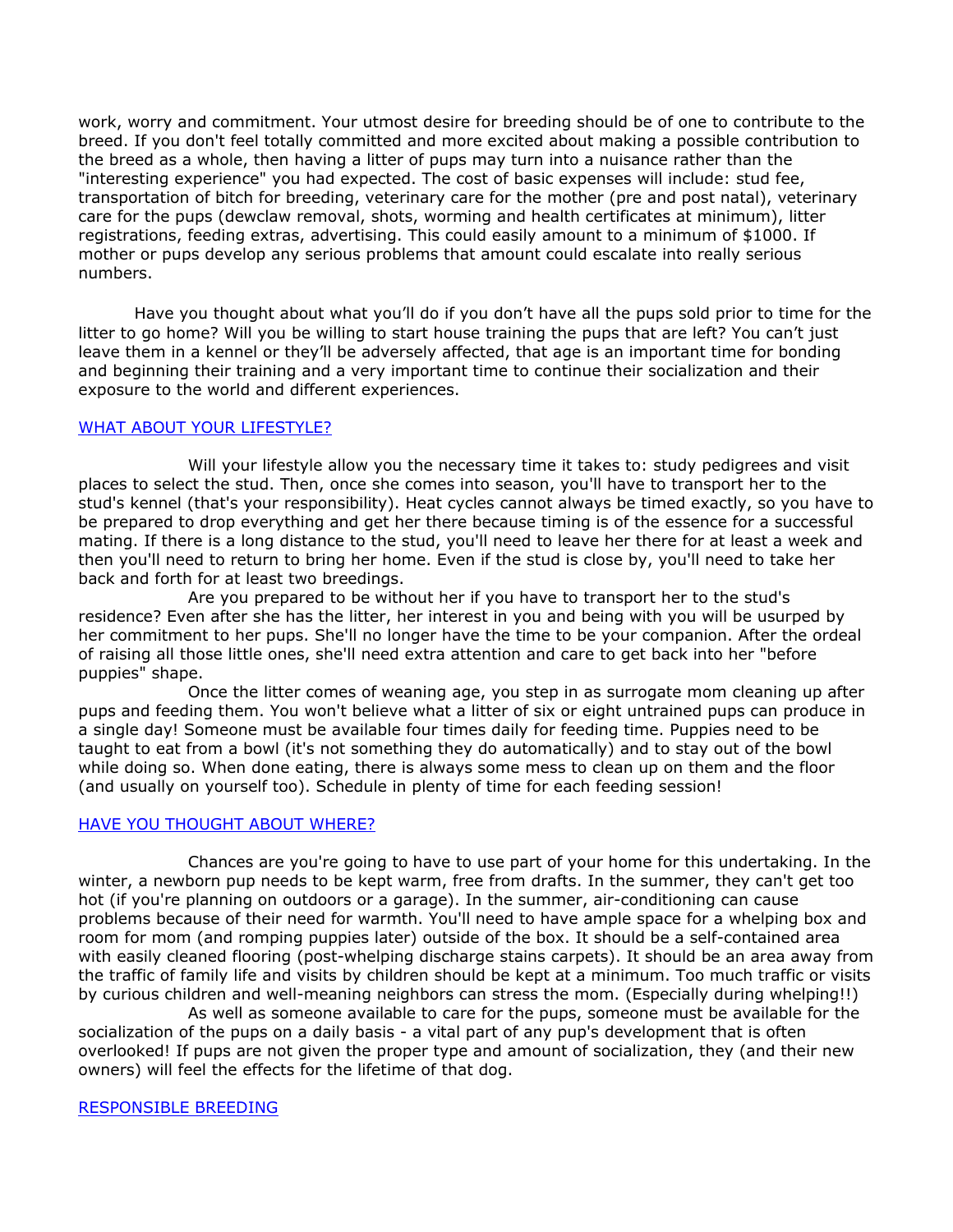work, worry and commitment. Your utmost desire for breeding should be of one to contribute to the breed. If you don't feel totally committed and more excited about making a possible contribution to the breed as a whole, then having a litter of pups may turn into a nuisance rather than the "interesting experience" you had expected. The cost of basic expenses will include: stud fee, transportation of bitch for breeding, veterinary care for the mother (pre and post natal), veterinary care for the pups (dewclaw removal, shots, worming and health certificates at minimum), litter registrations, feeding extras, advertising. This could easily amount to a minimum of $1000. If mother or pups develop any serious problems that amount could escalate into really serious numbers.

Have you thought about what you'll do if you don't have all the pups sold prior to time for the litter to go home? Will you be willing to start house training the pups that are left? You can't just leave them in a kennel or they'll be adversely affected, that age is an important time for bonding and beginning their training and a very important time to continue their socialization and their exposure to the world and different experiences.

## WHAT ABOUT YOUR LIFESTYLE?

Will your lifestyle allow you the necessary time it takes to: study pedigrees and visit places to select the stud. Then, once she comes into season, you'll have to transport her to the stud's kennel (that's your responsibility). Heat cycles cannot always be timed exactly, so you have to be prepared to drop everything and get her there because timing is of the essence for a successful mating. If there is a long distance to the stud, you'll need to leave her there for at least a week and then you'll need to return to bring her home. Even if the stud is close by, you'll need to take her back and forth for at least two breedings.

Are you prepared to be without her if you have to transport her to the stud's residence? Even after she has the litter, her interest in you and being with you will be usurped by her commitment to her pups. She'll no longer have the time to be your companion. After the ordeal of raising all those little ones, she'll need extra attention and care to get back into her "before puppies" shape.

Once the litter comes of weaning age, you step in as surrogate mom cleaning up after pups and feeding them. You won't believe what a litter of six or eight untrained pups can produce in a single day! Someone must be available four times daily for feeding time. Puppies need to be taught to eat from a bowl (it's not something they do automatically) and to stay out of the bowl while doing so. When done eating, there is always some mess to clean up on them and the floor (and usually on yourself too). Schedule in plenty of time for each feeding session!

## HAVE YOU THOUGHT ABOUT WHERE?

Chances are you're going to have to use part of your home for this undertaking. In the winter, a newborn pup needs to be kept warm, free from drafts. In the summer, they can't get too hot (if you're planning on outdoors or a garage). In the summer, air-conditioning can cause problems because of their need for warmth. You'll need to have ample space for a whelping box and room for mom (and romping puppies later) outside of the box. It should be a self-contained area with easily cleaned flooring (post-whelping discharge stains carpets). It should be an area away from the traffic of family life and visits by children should be kept at a minimum. Too much traffic or visits by curious children and well-meaning neighbors can stress the mom. (Especially during whelping!!)

As well as someone available to care for the pups, someone must be available for the socialization of the pups on a daily basis - a vital part of any pup's development that is often overlooked! If pups are not given the proper type and amount of socialization, they (and their new owners) will feel the effects for the lifetime of that dog.

## RESPONSIBLE BREEDING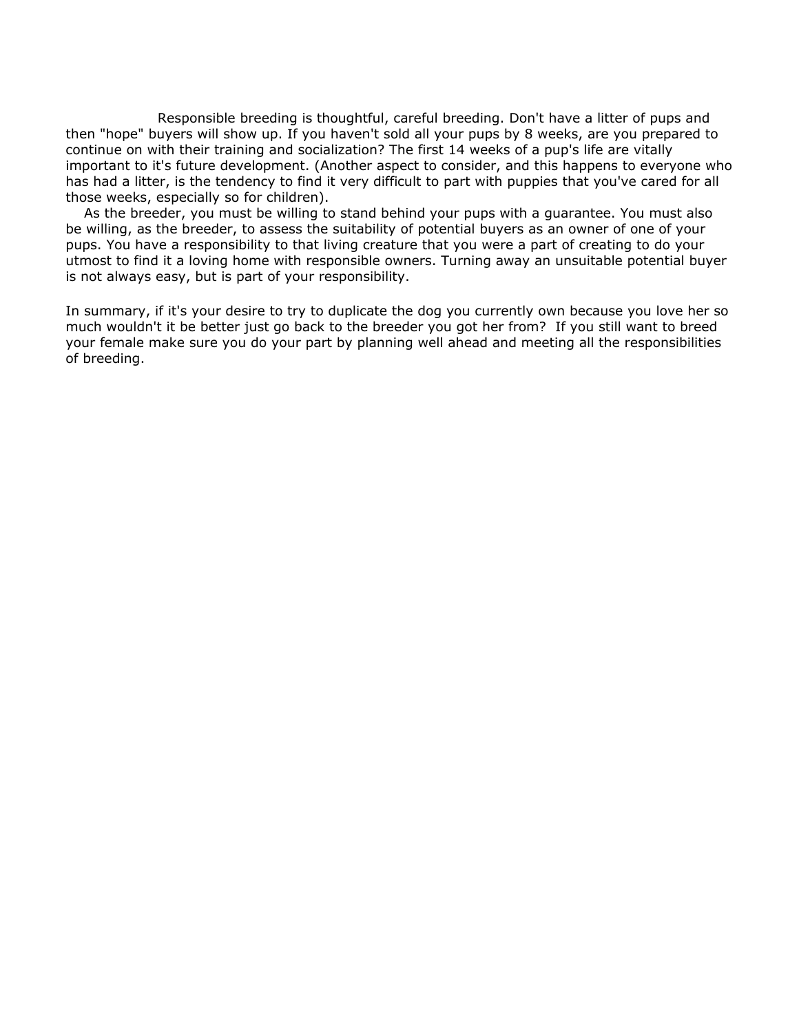Responsible breeding is thoughtful, careful breeding. Don't have a litter of pups and then "hope" buyers will show up. If you haven't sold all your pups by 8 weeks, are you prepared to continue on with their training and socialization? The first 14 weeks of a pup's life are vitally important to it's future development. (Another aspect to consider, and this happens to everyone who has had a litter, is the tendency to find it very difficult to part with puppies that you've cared for all those weeks, especially so for children).

As the breeder, you must be willing to stand behind your pups with a guarantee. You must also be willing, as the breeder, to assess the suitability of potential buyers as an owner of one of your pups. You have a responsibility to that living creature that you were a part of creating to do your utmost to find it a loving home with responsible owners. Turning away an unsuitable potential buyer is not always easy, but is part of your responsibility.

In summary, if it's your desire to try to duplicate the dog you currently own because you love her so much wouldn't it be better just go back to the breeder you got her from? If you still want to breed your female make sure you do your part by planning well ahead and meeting all the responsibilities of breeding.